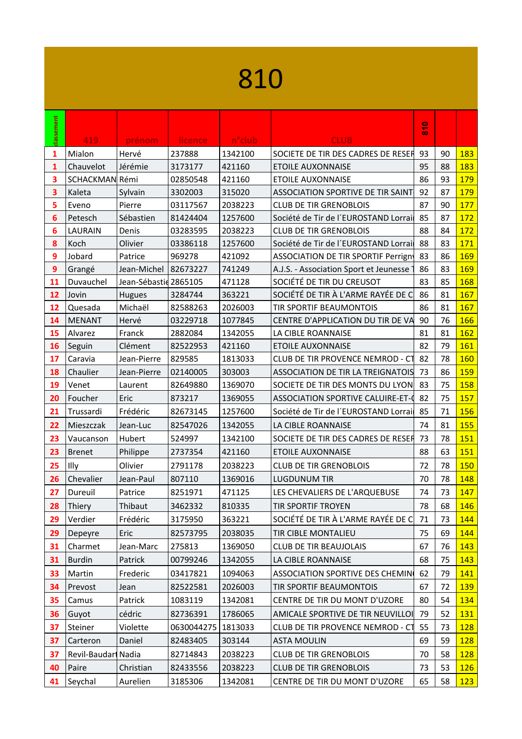# 810

| classement | 419 | prénom | licence | n°club | CLUB | 810 | | |
|---|---|---|---|---|---|---|---|---|
| 1 | Mialon | Hervé | 237888 | 1342100 | SOCIETE DE TIR DES CADRES DE RESEF | 93 | 90 | 183 |
| 1 | Chauvelot | Jérémie | 3173177 | 421160 | ETOILE AUXONNAISE | 95 | 88 | 183 |
| 3 | SCHACKMAN | Rémi | 02850548 | 421160 | ETOILE AUXONNAISE | 86 | 93 | 179 |
| 3 | Kaleta | Sylvain | 3302003 | 315020 | ASSOCIATION SPORTIVE DE TIR SAINT | 92 | 87 | 179 |
| 5 | Eveno | Pierre | 03117567 | 2038223 | CLUB DE TIR GRENOBLOIS | 87 | 90 | 177 |
| 6 | Petesch | Sébastien | 81424404 | 1257600 | Société de Tir de l´EUROSTAND Lorrai | 85 | 87 | 172 |
| 6 | LAURAIN | Denis | 03283595 | 2038223 | CLUB DE TIR GRENOBLOIS | 88 | 84 | 172 |
| 8 | Koch | Olivier | 03386118 | 1257600 | Société de Tir de l´EUROSTAND Lorrai | 88 | 83 | 171 |
| 9 | Jobard | Patrice | 969278 | 421092 | ASSOCIATION DE TIR SPORTIF Perrign | 83 | 86 | 169 |
| 9 | Grangé | Jean-Michel | 82673227 | 741249 | A.J.S. - Association Sport et Jeunesse T | 86 | 83 | 169 |
| 11 | Duvauchel | Jean-Sébastie | 2865105 | 471128 | SOCIÉTÉ DE TIR DU CREUSOT | 83 | 85 | 168 |
| 12 | Jovin | Hugues | 3284744 | 363221 | SOCIÉTÉ DE TIR À L'ARME RAYÉE DE C | 86 | 81 | 167 |
| 12 | Quesada | Michaël | 82588263 | 2026003 | TIR SPORTIF BEAUMONTOIS | 86 | 81 | 167 |
| 14 | MENANT | Hervé | 03229718 | 1077845 | CENTRE D'APPLICATION DU TIR DE VA | 90 | 76 | 166 |
| 15 | Alvarez | Franck | 2882084 | 1342055 | LA CIBLE ROANNAISE | 81 | 81 | 162 |
| 16 | Seguin | Clément | 82522953 | 421160 | ETOILE AUXONNAISE | 82 | 79 | 161 |
| 17 | Caravia | Jean-Pierre | 829585 | 1813033 | CLUB DE TIR PROVENCE NEMROD - CT | 82 | 78 | 160 |
| 18 | Chaulier | Jean-Pierre | 02140005 | 303003 | ASSOCIATION DE TIR LA TREIGNATOIS | 73 | 86 | 159 |
| 19 | Venet | Laurent | 82649880 | 1369070 | SOCIETE DE TIR DES MONTS DU LYON | 83 | 75 | 158 |
| 20 | Foucher | Eric | 873217 | 1369055 | ASSOCIATION SPORTIVE CALUIRE-ET-C | 82 | 75 | 157 |
| 21 | Trussardi | Frédéric | 82673145 | 1257600 | Société de Tir de l´EUROSTAND Lorrai | 85 | 71 | 156 |
| 22 | Mieszczak | Jean-Luc | 82547026 | 1342055 | LA CIBLE ROANNAISE | 74 | 81 | 155 |
| 23 | Vaucanson | Hubert | 524997 | 1342100 | SOCIETE DE TIR DES CADRES DE RESEF | 73 | 78 | 151 |
| 23 | Brenet | Philippe | 2737354 | 421160 | ETOILE AUXONNAISE | 88 | 63 | 151 |
| 25 | Illy | Olivier | 2791178 | 2038223 | CLUB DE TIR GRENOBLOIS | 72 | 78 | 150 |
| 26 | Chevalier | Jean-Paul | 807110 | 1369016 | LUGDUNUM TIR | 70 | 78 | 148 |
| 27 | Dureuil | Patrice | 8251971 | 471125 | LES CHEVALIERS DE L'ARQUEBUSE | 74 | 73 | 147 |
| 28 | Thiery | Thibaut | 3462332 | 810335 | TIR SPORTIF TROYEN | 78 | 68 | 146 |
| 29 | Verdier | Frédéric | 3175950 | 363221 | SOCIÉTÉ DE TIR À L'ARME RAYÉE DE C | 71 | 73 | 144 |
| 29 | Depeyre | Eric | 82573795 | 2038035 | TIR CIBLE MONTALIEU | 75 | 69 | 144 |
| 31 | Charmet | Jean-Marc | 275813 | 1369050 | CLUB DE TIR BEAUJOLAIS | 67 | 76 | 143 |
| 31 | Burdin | Patrick | 00799246 | 1342055 | LA CIBLE ROANNAISE | 68 | 75 | 143 |
| 33 | Martin | Frederic | 03417821 | 1094063 | ASSOCIATION SPORTIVE DES CHEMIN | 62 | 79 | 141 |
| 34 | Prevost | Jean | 82522581 | 2026003 | TIR SPORTIF BEAUMONTOIS | 67 | 72 | 139 |
| 35 | Camus | Patrick | 1083119 | 1342081 | CENTRE DE TIR DU MONT D'UZORE | 80 | 54 | 134 |
| 36 | Guyot | cédric | 82736391 | 1786065 | AMICALE SPORTIVE DE TIR NEUVILLOI | 79 | 52 | 131 |
| 37 | Steiner | Violette | 0630044275 | 1813033 | CLUB DE TIR PROVENCE NEMROD - CT | 55 | 73 | 128 |
| 37 | Carteron | Daniel | 82483405 | 303144 | ASTA MOULIN | 69 | 59 | 128 |
| 37 | Revil-Baudart | Nadia | 82714843 | 2038223 | CLUB DE TIR GRENOBLOIS | 70 | 58 | 128 |
| 40 | Paire | Christian | 82433556 | 2038223 | CLUB DE TIR GRENOBLOIS | 73 | 53 | 126 |
| 41 | Seychal | Aurelien | 3185306 | 1342081 | CENTRE DE TIR DU MONT D'UZORE | 65 | 58 | 123 |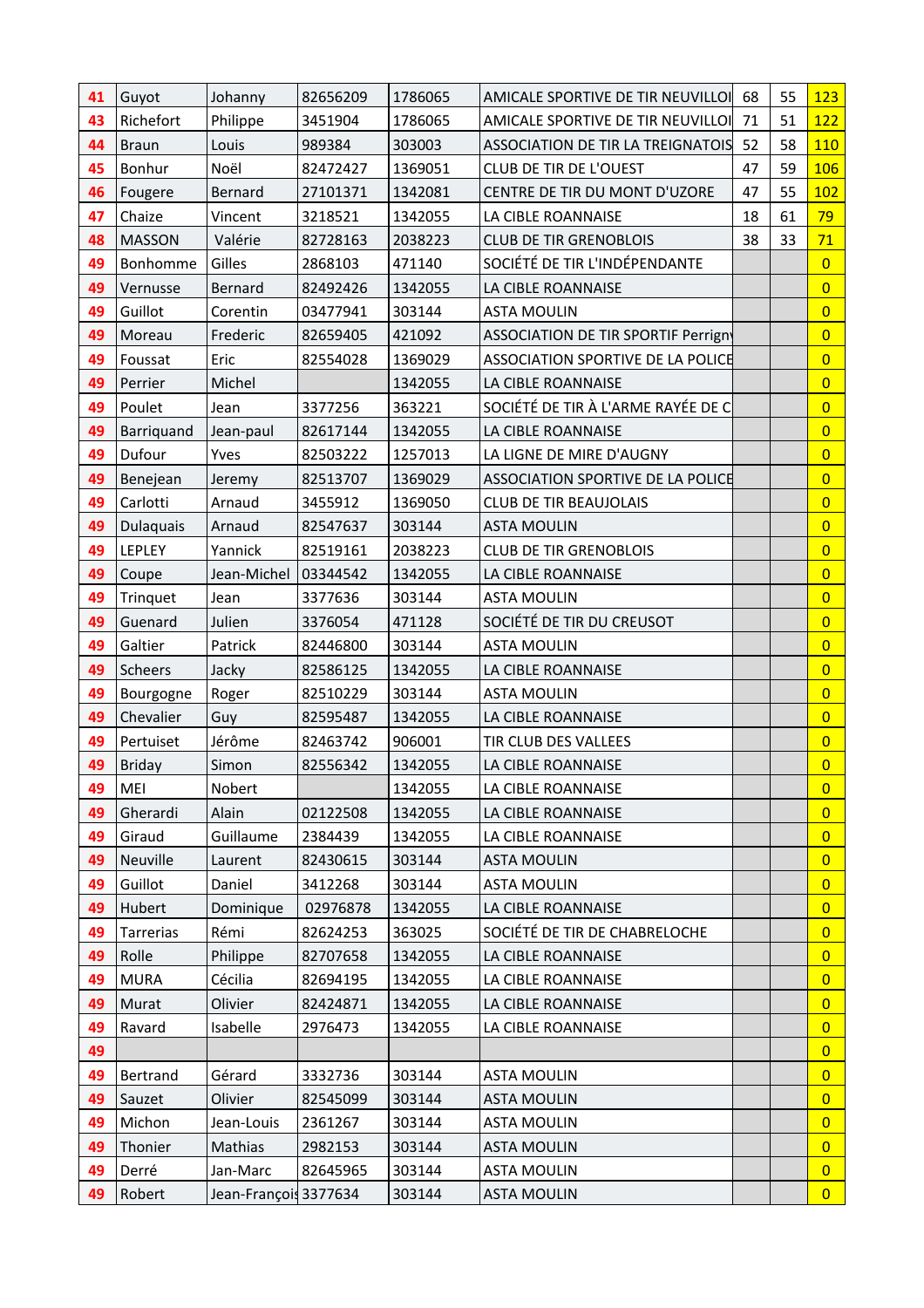| 41 | Guyot | Johanny | 82656209 | 1786065 | AMICALE SPORTIVE DE TIR NEUVILLOI | 68 | 55 | 123 |
|---|---|---|---|---|---|---|---|---|
| 43 | Richefort | Philippe | 3451904 | 1786065 | AMICALE SPORTIVE DE TIR NEUVILLOI | 71 | 51 | 122 |
| 44 | Braun | Louis | 989384 | 303003 | ASSOCIATION DE TIR LA TREIGNATOIS | 52 | 58 | 110 |
| 45 | Bonhur | Noël | 82472427 | 1369051 | CLUB DE TIR DE L'OUEST | 47 | 59 | 106 |
| 46 | Fougere | Bernard | 27101371 | 1342081 | CENTRE DE TIR DU MONT D'UZORE | 47 | 55 | 102 |
| 47 | Chaize | Vincent | 3218521 | 1342055 | LA CIBLE ROANNAISE | 18 | 61 | 79 |
| 48 | MASSON | Valérie | 82728163 | 2038223 | CLUB DE TIR GRENOBLOIS | 38 | 33 | 71 |
| 49 | Bonhomme | Gilles | 2868103 | 471140 | SOCIÉTÉ DE TIR L'INDÉPENDANTE | | | 0 |
| 49 | Vernusse | Bernard | 82492426 | 1342055 | LA CIBLE ROANNAISE | | | 0 |
| 49 | Guillot | Corentin | 03477941 | 303144 | ASTA MOULIN | | | 0 |
| 49 | Moreau | Frederic | 82659405 | 421092 | ASSOCIATION DE TIR SPORTIF Perrign | | | 0 |
| 49 | Foussat | Eric | 82554028 | 1369029 | ASSOCIATION SPORTIVE DE LA POLICE | | | 0 |
| 49 | Perrier | Michel | | 1342055 | LA CIBLE ROANNAISE | | | 0 |
| 49 | Poulet | Jean | 3377256 | 363221 | SOCIÉTÉ DE TIR À L'ARME RAYÉE DE C | | | 0 |
| 49 | Barriquand | Jean-paul | 82617144 | 1342055 | LA CIBLE ROANNAISE | | | 0 |
| 49 | Dufour | Yves | 82503222 | 1257013 | LA LIGNE DE MIRE D'AUGNY | | | 0 |
| 49 | Benejean | Jeremy | 82513707 | 1369029 | ASSOCIATION SPORTIVE DE LA POLICE | | | 0 |
| 49 | Carlotti | Arnaud | 3455912 | 1369050 | CLUB DE TIR BEAUJOLAIS | | | 0 |
| 49 | Dulaquais | Arnaud | 82547637 | 303144 | ASTA MOULIN | | | 0 |
| 49 | LEPLEY | Yannick | 82519161 | 2038223 | CLUB DE TIR GRENOBLOIS | | | 0 |
| 49 | Coupe | Jean-Michel | 03344542 | 1342055 | LA CIBLE ROANNAISE | | | 0 |
| 49 | Trinquet | Jean | 3377636 | 303144 | ASTA MOULIN | | | 0 |
| 49 | Guenard | Julien | 3376054 | 471128 | SOCIÉTÉ DE TIR DU CREUSOT | | | 0 |
| 49 | Galtier | Patrick | 82446800 | 303144 | ASTA MOULIN | | | 0 |
| 49 | Scheers | Jacky | 82586125 | 1342055 | LA CIBLE ROANNAISE | | | 0 |
| 49 | Bourgogne | Roger | 82510229 | 303144 | ASTA MOULIN | | | 0 |
| 49 | Chevalier | Guy | 82595487 | 1342055 | LA CIBLE ROANNAISE | | | 0 |
| 49 | Pertuiset | Jérôme | 82463742 | 906001 | TIR CLUB DES VALLEES | | | 0 |
| 49 | Briday | Simon | 82556342 | 1342055 | LA CIBLE ROANNAISE | | | 0 |
| 49 | MEI | Nobert | | 1342055 | LA CIBLE ROANNAISE | | | 0 |
| 49 | Gherardi | Alain | 02122508 | 1342055 | LA CIBLE ROANNAISE | | | 0 |
| 49 | Giraud | Guillaume | 2384439 | 1342055 | LA CIBLE ROANNAISE | | | 0 |
| 49 | Neuville | Laurent | 82430615 | 303144 | ASTA MOULIN | | | 0 |
| 49 | Guillot | Daniel | 3412268 | 303144 | ASTA MOULIN | | | 0 |
| 49 | Hubert | Dominique | 02976878 | 1342055 | LA CIBLE ROANNAISE | | | 0 |
| 49 | Tarrerias | Rémi | 82624253 | 363025 | SOCIÉTÉ DE TIR DE CHABRELOCHE | | | 0 |
| 49 | Rolle | Philippe | 82707658 | 1342055 | LA CIBLE ROANNAISE | | | 0 |
| 49 | MURA | Cécilia | 82694195 | 1342055 | LA CIBLE ROANNAISE | | | 0 |
| 49 | Murat | Olivier | 82424871 | 1342055 | LA CIBLE ROANNAISE | | | 0 |
| 49 | Ravard | Isabelle | 2976473 | 1342055 | LA CIBLE ROANNAISE | | | 0 |
| 49 | | | | | | | | 0 |
| 49 | Bertrand | Gérard | 3332736 | 303144 | ASTA MOULIN | | | 0 |
| 49 | Sauzet | Olivier | 82545099 | 303144 | ASTA MOULIN | | | 0 |
| 49 | Michon | Jean-Louis | 2361267 | 303144 | ASTA MOULIN | | | 0 |
| 49 | Thonier | Mathias | 2982153 | 303144 | ASTA MOULIN | | | 0 |
| 49 | Derré | Jan-Marc | 82645965 | 303144 | ASTA MOULIN | | | 0 |
| 49 | Robert | Jean-Françoi | 3377634 | 303144 | ASTA MOULIN | | | 0 |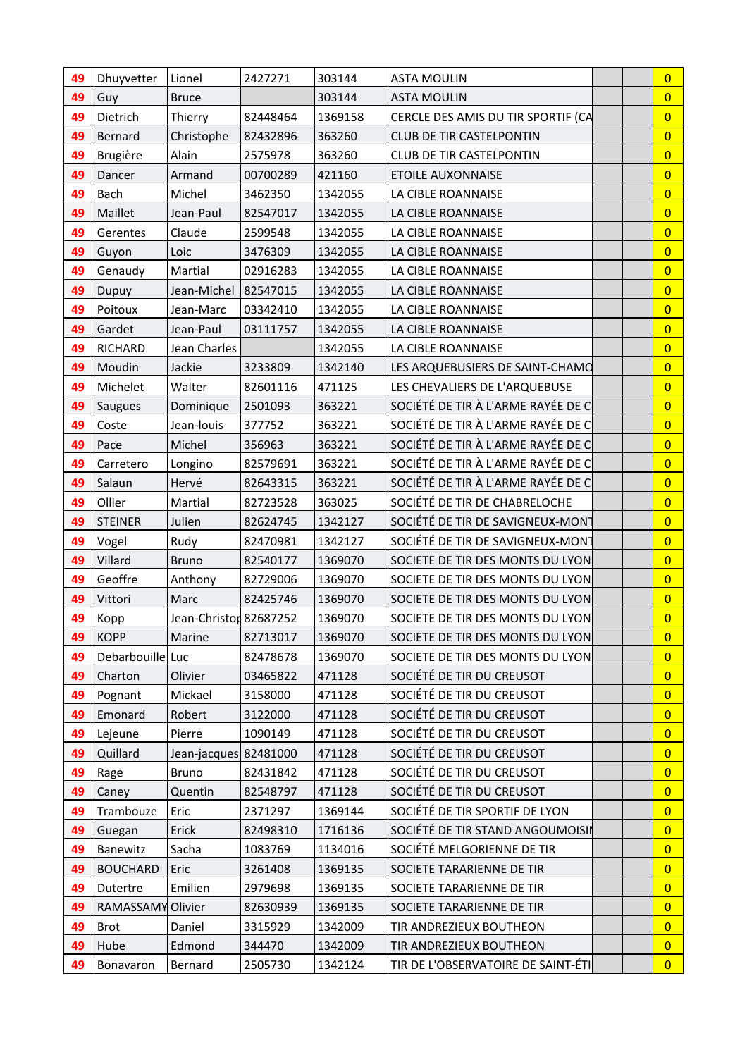| 49 | Dhuyvetter | Lionel | 2427271 | 303144 | ASTA MOULIN | | | 0 |
|---|---|---|---|---|---|---|---|---|
| 49 | Guy | Bruce | | 303144 | ASTA MOULIN | | | 0 |
| 49 | Dietrich | Thierry | 82448464 | 1369158 | CERCLE DES AMIS DU TIR SPORTIF (CA | | | 0 |
| 49 | Bernard | Christophe | 82432896 | 363260 | CLUB DE TIR CASTELPONTIN | | | 0 |
| 49 | Brugière | Alain | 2575978 | 363260 | CLUB DE TIR CASTELPONTIN | | | 0 |
| 49 | Dancer | Armand | 00700289 | 421160 | ETOILE AUXONNAISE | | | 0 |
| 49 | Bach | Michel | 3462350 | 1342055 | LA CIBLE ROANNAISE | | | 0 |
| 49 | Maillet | Jean-Paul | 82547017 | 1342055 | LA CIBLE ROANNAISE | | | 0 |
| 49 | Gerentes | Claude | 2599548 | 1342055 | LA CIBLE ROANNAISE | | | 0 |
| 49 | Guyon | Loic | 3476309 | 1342055 | LA CIBLE ROANNAISE | | | 0 |
| 49 | Genaudy | Martial | 02916283 | 1342055 | LA CIBLE ROANNAISE | | | 0 |
| 49 | Dupuy | Jean-Michel | 82547015 | 1342055 | LA CIBLE ROANNAISE | | | 0 |
| 49 | Poitoux | Jean-Marc | 03342410 | 1342055 | LA CIBLE ROANNAISE | | | 0 |
| 49 | Gardet | Jean-Paul | 03111757 | 1342055 | LA CIBLE ROANNAISE | | | 0 |
| 49 | RICHARD | Jean Charles | | 1342055 | LA CIBLE ROANNAISE | | | 0 |
| 49 | Moudin | Jackie | 3233809 | 1342140 | LES ARQUEBUSIERS DE SAINT-CHAMO | | | 0 |
| 49 | Michelet | Walter | 82601116 | 471125 | LES CHEVALIERS DE L'ARQUEBUSE | | | 0 |
| 49 | Saugues | Dominique | 2501093 | 363221 | SOCIÉTÉ DE TIR À L'ARME RAYÉE DE C | | | 0 |
| 49 | Coste | Jean-louis | 377752 | 363221 | SOCIÉTÉ DE TIR À L'ARME RAYÉE DE C | | | 0 |
| 49 | Pace | Michel | 356963 | 363221 | SOCIÉTÉ DE TIR À L'ARME RAYÉE DE C | | | 0 |
| 49 | Carretero | Longino | 82579691 | 363221 | SOCIÉTÉ DE TIR À L'ARME RAYÉE DE C | | | 0 |
| 49 | Salaun | Hervé | 82643315 | 363221 | SOCIÉTÉ DE TIR À L'ARME RAYÉE DE C | | | 0 |
| 49 | Ollier | Martial | 82723528 | 363025 | SOCIÉTÉ DE TIR DE CHABRELOCHE | | | 0 |
| 49 | STEINER | Julien | 82624745 | 1342127 | SOCIÉTÉ DE TIR DE SAVIGNEUX-MONT | | | 0 |
| 49 | Vogel | Rudy | 82470981 | 1342127 | SOCIÉTÉ DE TIR DE SAVIGNEUX-MONT | | | 0 |
| 49 | Villard | Bruno | 82540177 | 1369070 | SOCIETE DE TIR DES MONTS DU LYON | | | 0 |
| 49 | Geoffre | Anthony | 82729006 | 1369070 | SOCIETE DE TIR DES MONTS DU LYON | | | 0 |
| 49 | Vittori | Marc | 82425746 | 1369070 | SOCIETE DE TIR DES MONTS DU LYON | | | 0 |
| 49 | Kopp | Jean-Christop | 82687252 | 1369070 | SOCIETE DE TIR DES MONTS DU LYON | | | 0 |
| 49 | KOPP | Marine | 82713017 | 1369070 | SOCIETE DE TIR DES MONTS DU LYON | | | 0 |
| 49 | Debarbouille | Luc | 82478678 | 1369070 | SOCIETE DE TIR DES MONTS DU LYON | | | 0 |
| 49 | Charton | Olivier | 03465822 | 471128 | SOCIÉTÉ DE TIR DU CREUSOT | | | 0 |
| 49 | Pognant | Mickael | 3158000 | 471128 | SOCIÉTÉ DE TIR DU CREUSOT | | | 0 |
| 49 | Emonard | Robert | 3122000 | 471128 | SOCIÉTÉ DE TIR DU CREUSOT | | | 0 |
| 49 | Lejeune | Pierre | 1090149 | 471128 | SOCIÉTÉ DE TIR DU CREUSOT | | | 0 |
| 49 | Quillard | Jean-jacques | 82481000 | 471128 | SOCIÉTÉ DE TIR DU CREUSOT | | | 0 |
| 49 | Rage | Bruno | 82431842 | 471128 | SOCIÉTÉ DE TIR DU CREUSOT | | | 0 |
| 49 | Caney | Quentin | 82548797 | 471128 | SOCIÉTÉ DE TIR DU CREUSOT | | | 0 |
| 49 | Trambouze | Eric | 2371297 | 1369144 | SOCIÉTÉ DE TIR SPORTIF DE LYON | | | 0 |
| 49 | Guegan | Erick | 82498310 | 1716136 | SOCIÉTÉ DE TIR STAND ANGOUMOISI | | | 0 |
| 49 | Banewitz | Sacha | 1083769 | 1134016 | SOCIÉTÉ MELGORIENNE DE TIR | | | 0 |
| 49 | BOUCHARD | Eric | 3261408 | 1369135 | SOCIETE TARARIENNE DE TIR | | | 0 |
| 49 | Dutertre | Emilien | 2979698 | 1369135 | SOCIETE TARARIENNE DE TIR | | | 0 |
| 49 | RAMASSAMY | Olivier | 82630939 | 1369135 | SOCIETE TARARIENNE DE TIR | | | 0 |
| 49 | Brot | Daniel | 3315929 | 1342009 | TIR ANDREZIEUX BOUTHEON | | | 0 |
| 49 | Hube | Edmond | 344470 | 1342009 | TIR ANDREZIEUX BOUTHEON | | | 0 |
| 49 | Bonavaron | Bernard | 2505730 | 1342124 | TIR DE L'OBSERVATOIRE DE SAINT-ÉTI | | | 0 |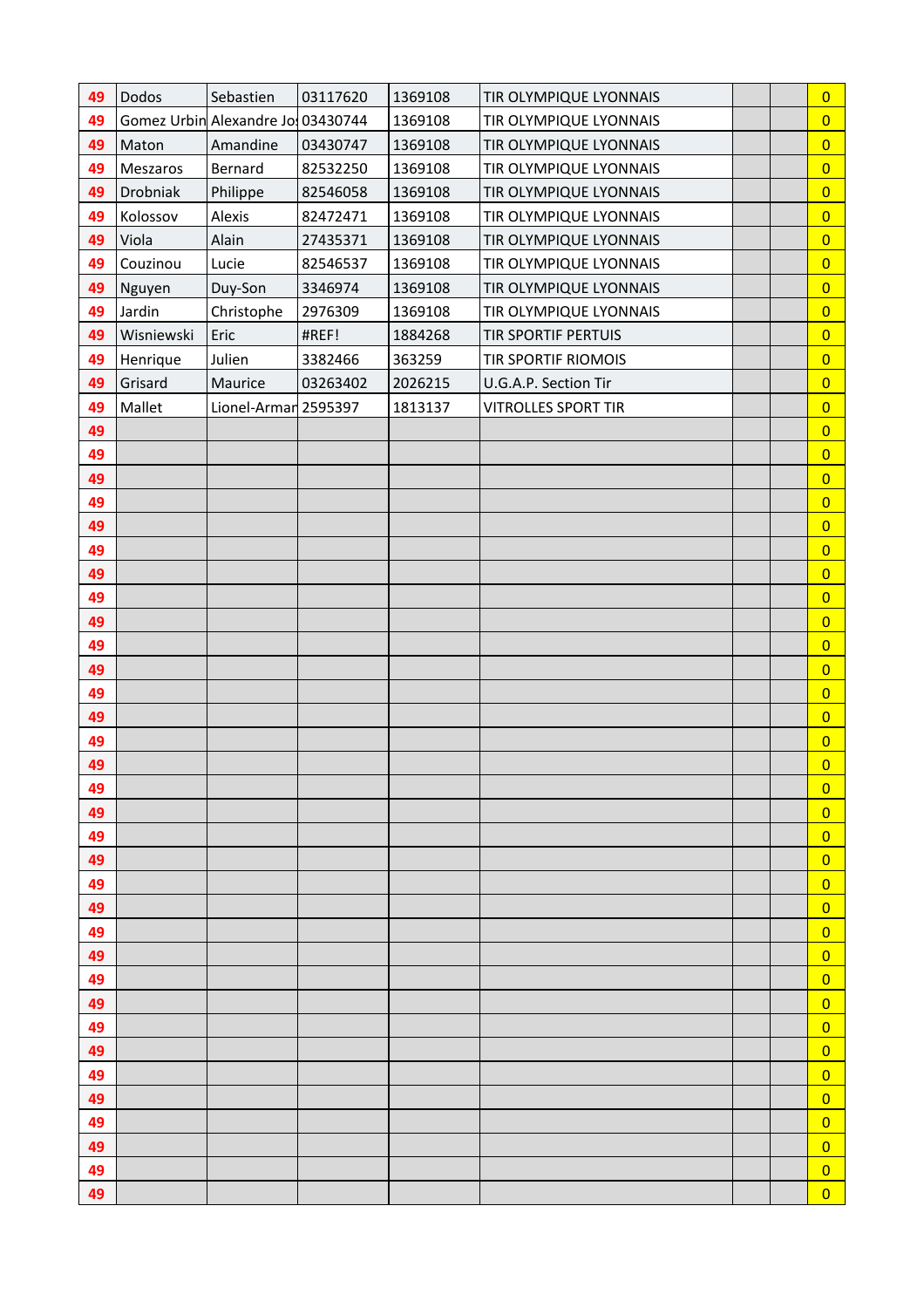| 49 | Dodos | Sebastien | 03117620 | 1369108 | TIR OLYMPIQUE LYONNAIS | | | 0 |
|---|---|---|---|---|---|---|---|---|
| 49 | Gomez Urbin | Alexandre Jo | 03430744 | 1369108 | TIR OLYMPIQUE LYONNAIS | | | 0 |
| 49 | Maton | Amandine | 03430747 | 1369108 | TIR OLYMPIQUE LYONNAIS | | | 0 |
| 49 | Meszaros | Bernard | 82532250 | 1369108 | TIR OLYMPIQUE LYONNAIS | | | 0 |
| 49 | Drobniak | Philippe | 82546058 | 1369108 | TIR OLYMPIQUE LYONNAIS | | | 0 |
| 49 | Kolossov | Alexis | 82472471 | 1369108 | TIR OLYMPIQUE LYONNAIS | | | 0 |
| 49 | Viola | Alain | 27435371 | 1369108 | TIR OLYMPIQUE LYONNAIS | | | 0 |
| 49 | Couzinou | Lucie | 82546537 | 1369108 | TIR OLYMPIQUE LYONNAIS | | | 0 |
| 49 | Nguyen | Duy-Son | 3346974 | 1369108 | TIR OLYMPIQUE LYONNAIS | | | 0 |
| 49 | Jardin | Christophe | 2976309 | 1369108 | TIR OLYMPIQUE LYONNAIS | | | 0 |
| 49 | Wisniewski | Eric | #REF! | 1884268 | TIR SPORTIF PERTUIS | | | 0 |
| 49 | Henrique | Julien | 3382466 | 363259 | TIR SPORTIF RIOMOIS | | | 0 |
| 49 | Grisard | Maurice | 03263402 | 2026215 | U.G.A.P. Section Tir | | | 0 |
| 49 | Mallet | Lionel-Armar | 2595397 | 1813137 | VITROLLES SPORT TIR | | | 0 |
| 49 | | | | | | | | 0 |
| 49 | | | | | | | | 0 |
| 49 | | | | | | | | 0 |
| 49 | | | | | | | | 0 |
| 49 | | | | | | | | 0 |
| 49 | | | | | | | | 0 |
| 49 | | | | | | | | 0 |
| 49 | | | | | | | | 0 |
| 49 | | | | | | | | 0 |
| 49 | | | | | | | | 0 |
| 49 | | | | | | | | 0 |
| 49 | | | | | | | | 0 |
| 49 | | | | | | | | 0 |
| 49 | | | | | | | | 0 |
| 49 | | | | | | | | 0 |
| 49 | | | | | | | | 0 |
| 49 | | | | | | | | 0 |
| 49 | | | | | | | | 0 |
| 49 | | | | | | | | 0 |
| 49 | | | | | | | | 0 |
| 49 | | | | | | | | 0 |
| 49 | | | | | | | | 0 |
| 49 | | | | | | | | 0 |
| 49 | | | | | | | | 0 |
| 49 | | | | | | | | 0 |
| 49 | | | | | | | | 0 |
| 49 | | | | | | | | 0 |
| 49 | | | | | | | | 0 |
| 49 | | | | | | | | 0 |
| 49 | | | | | | | | 0 |
| 49 | | | | | | | | 0 |
| 49 | | | | | | | | 0 |
| 49 | | | | | | | | 0 |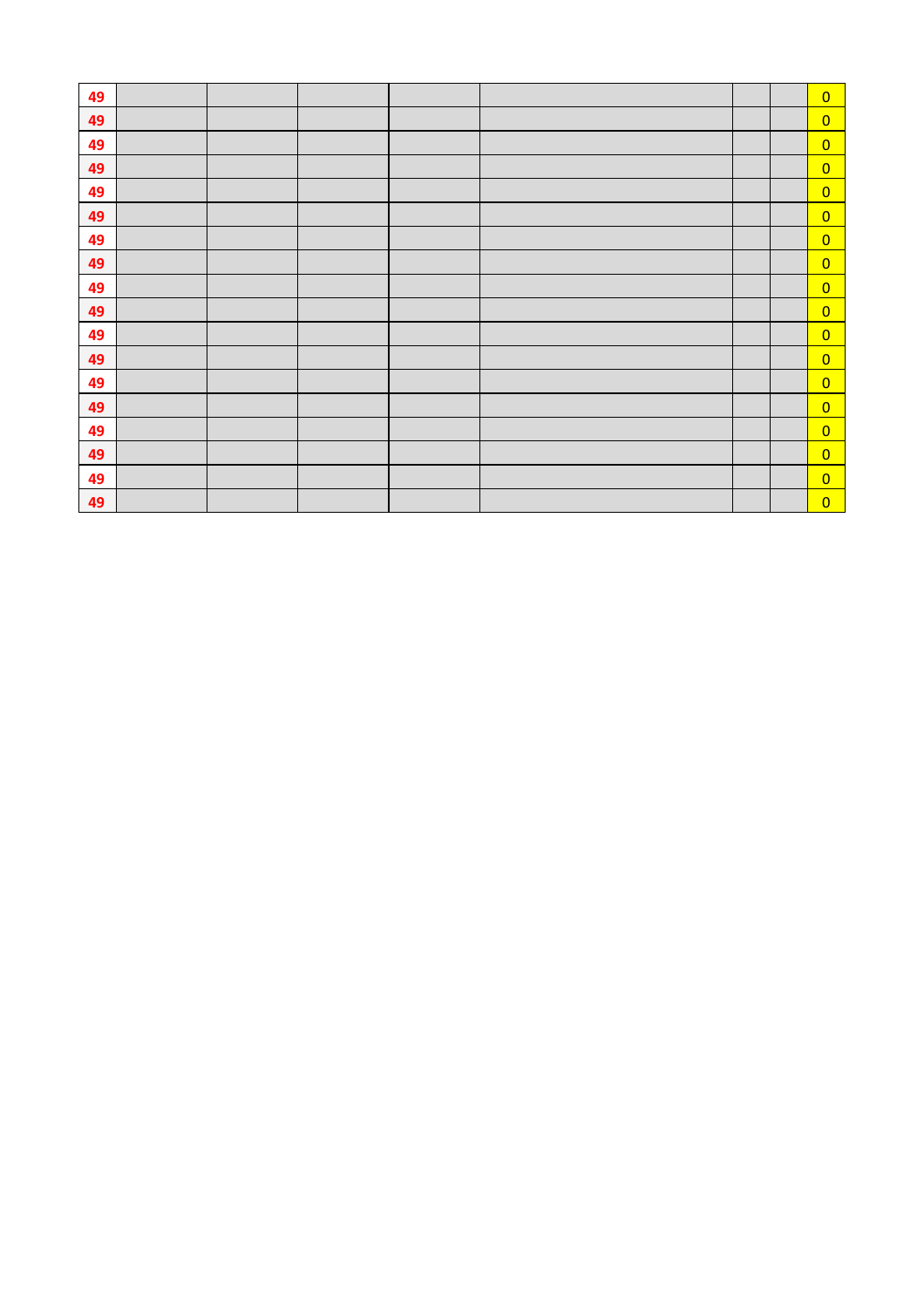| | | | | | | | | |
|---|---|---|---|---|---|---|---|---|
| 49 | | | | | | | | 0 |
| 49 | | | | | | | | 0 |
| 49 | | | | | | | | 0 |
| 49 | | | | | | | | 0 |
| 49 | | | | | | | | 0 |
| 49 | | | | | | | | 0 |
| 49 | | | | | | | | 0 |
| 49 | | | | | | | | 0 |
| 49 | | | | | | | | 0 |
| 49 | | | | | | | | 0 |
| 49 | | | | | | | | 0 |
| 49 | | | | | | | | 0 |
| 49 | | | | | | | | 0 |
| 49 | | | | | | | | 0 |
| 49 | | | | | | | | 0 |
| 49 | | | | | | | | 0 |
| 49 | | | | | | | | 0 |
| 49 | | | | | | | | 0 |